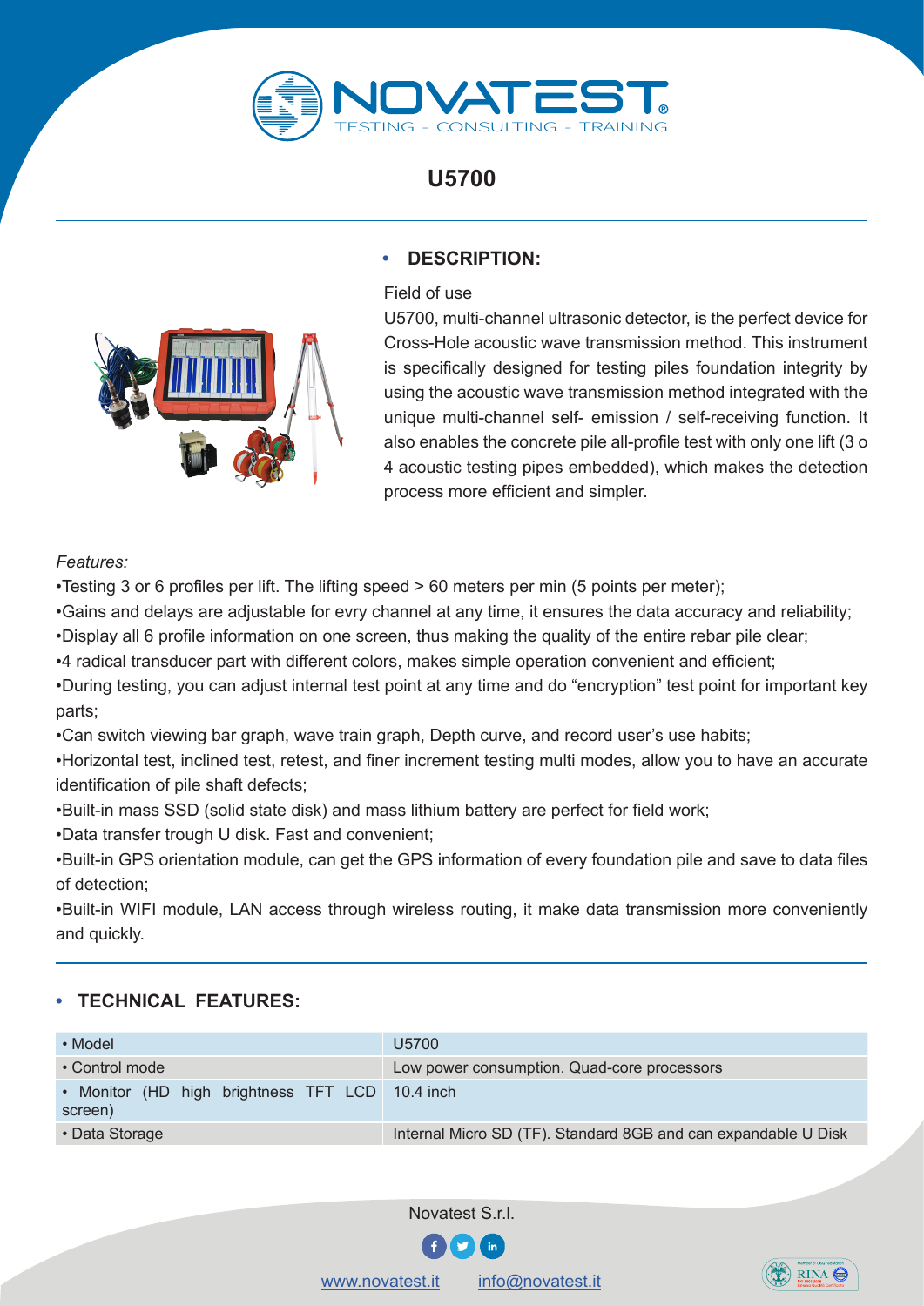# U5700

## • DESCRIPTION:

Field of use

U5700, multi-channel ultrasonic detector, is the perfect device for Cross-Hole acoustic wave transmission method. This instrument is specifically designed for testing piles foundation integrity by using the acoustic wave transmission method integrated with the unique multi-channel self- emission / self-receiving function. It also enables the concrete pile all-profile test with only one lift (3 o 4 acoustic testing pipes embedded), which makes the detection process more efficient and simpler.

*Features:*

•Testing 3 or 6 profiles per lift. The lifting speed > 60 meters per min (5 points per meter);

•Gains and delays are adjustable for evry channel at any time, it ensures the data accuracy and reliability;

•Display all 6 profile information on one screen, thus making the quality of the entire rebar pile clear;

•4 radical transducer part with different colors, makes simple operation convenient and efficient;

•During testing, you can adjust internal test point at any time and do "encryption" test point for important key parts;

•Can switch viewing bar graph, wave train graph, Depth curve, and record user's use habits;

•Horizontal test, inclined test, retest, and finer increment testing multi modes, allow you to have an accurate identification of pile shaft defects;

•Built-in mass SSD (solid state disk) and mass lithium battery are perfect for field work;

•Data transfer trough U disk. Fast and convenient;

•Built-in GPS orientation module, can get the GPS information of every foundation pile and save to data files of detection;

•Built-in WIFI module, LAN access through wireless routing, it make data transmission more conveniently and quickly.

## • TECHNICAL FEATURES:

| • Model | U5700 |
|---|---|
| • Control mode | Low power consumption. Quad-core processors |
| • Monitor (HD high brightness TFT LCD screen) | 10.4 inch |
| • Data Storage | Internal Micro SD (TF). Standard 8GB and can expandable U Disk |

Novatest S.r.l.

www.novatest.it info@novatest.it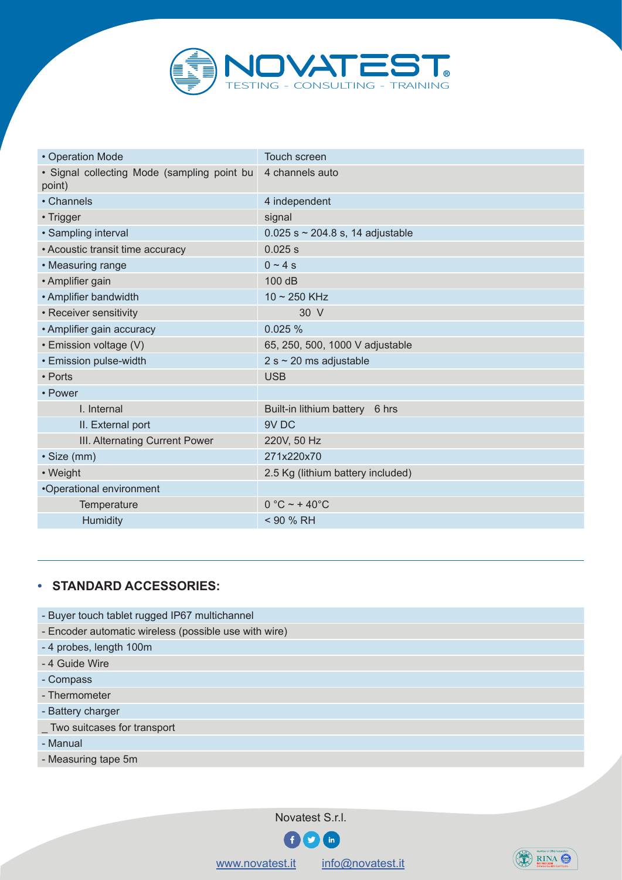| | |
|---|---|
| • Operation Mode | Touch screen |
| • Signal collecting Mode (sampling point bu point) | 4 channels auto |
| • Channels | 4 independent |
| • Trigger | signal |
| • Sampling interval | 0.025 s ~ 204.8 s, 14 adjustable |
| • Acoustic transit time accuracy | 0.025 s |
| • Measuring range | 0 ~ 4 s |
| • Amplifier gain | 100 dB |
| • Amplifier bandwidth | 10 ~ 250 KHz |
| • Receiver sensitivity | 30 V |
| • Amplifier gain accuracy | 0.025 % |
| • Emission voltage (V) | 65, 250, 500, 1000 V adjustable |
| • Emission pulse-width | 2 s ~ 20 ms adjustable |
| • Ports | USB |
| • Power | |
| I. Internal | Built-in lithium battery 6 hrs |
| II. External port | 9V DC |
| III. Alternating Current Power | 220V, 50 Hz |
| • Size (mm) | 271x220x70 |
| • Weight | 2.5 Kg (lithium battery included) |
| •Operational environment | |
| Temperature | 0 °C ~ + 40°C |
| Humidity | < 90 % RH |

- **STANDARD ACCESSORIES:**

- Buyer touch tablet rugged IP67 multichannel
- Encoder automatic wireless (possible use with wire)
- 4 probes, length 100m
- 4 Guide Wire
- Compass
- Thermometer
- Battery charger
_ Two suitcases for transport
- Manual
- Measuring tape 5m

Novatest S.r.l.

www.novatest.it info@novatest.it